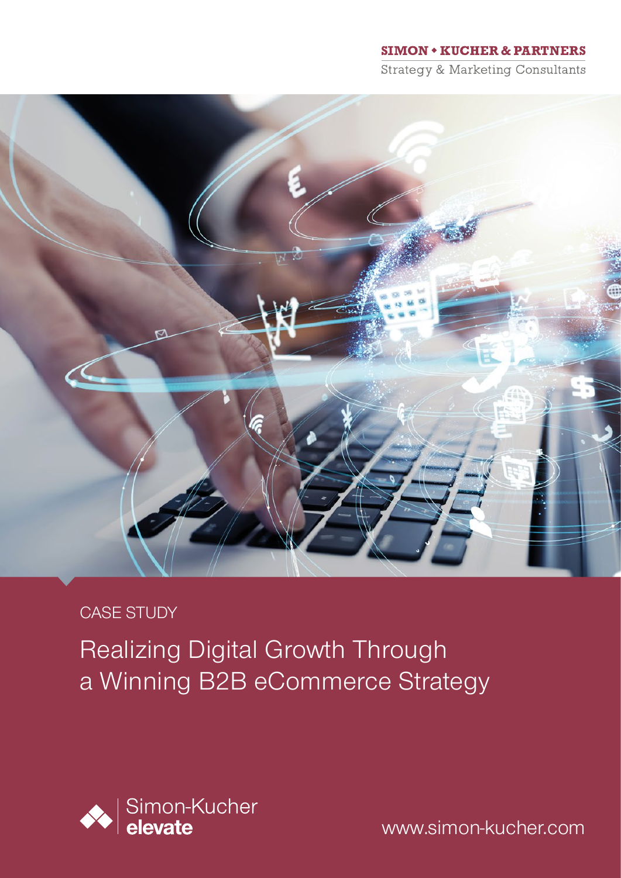SIMON ♦ KUCHER & PARTNERS

Strategy & Marketing Consultants

CASE STUDY

# Realizing Digital Growth Through a Winning B2B eCommerce Strategy

Simon-Kucher **elevate**

www.simon-kucher.com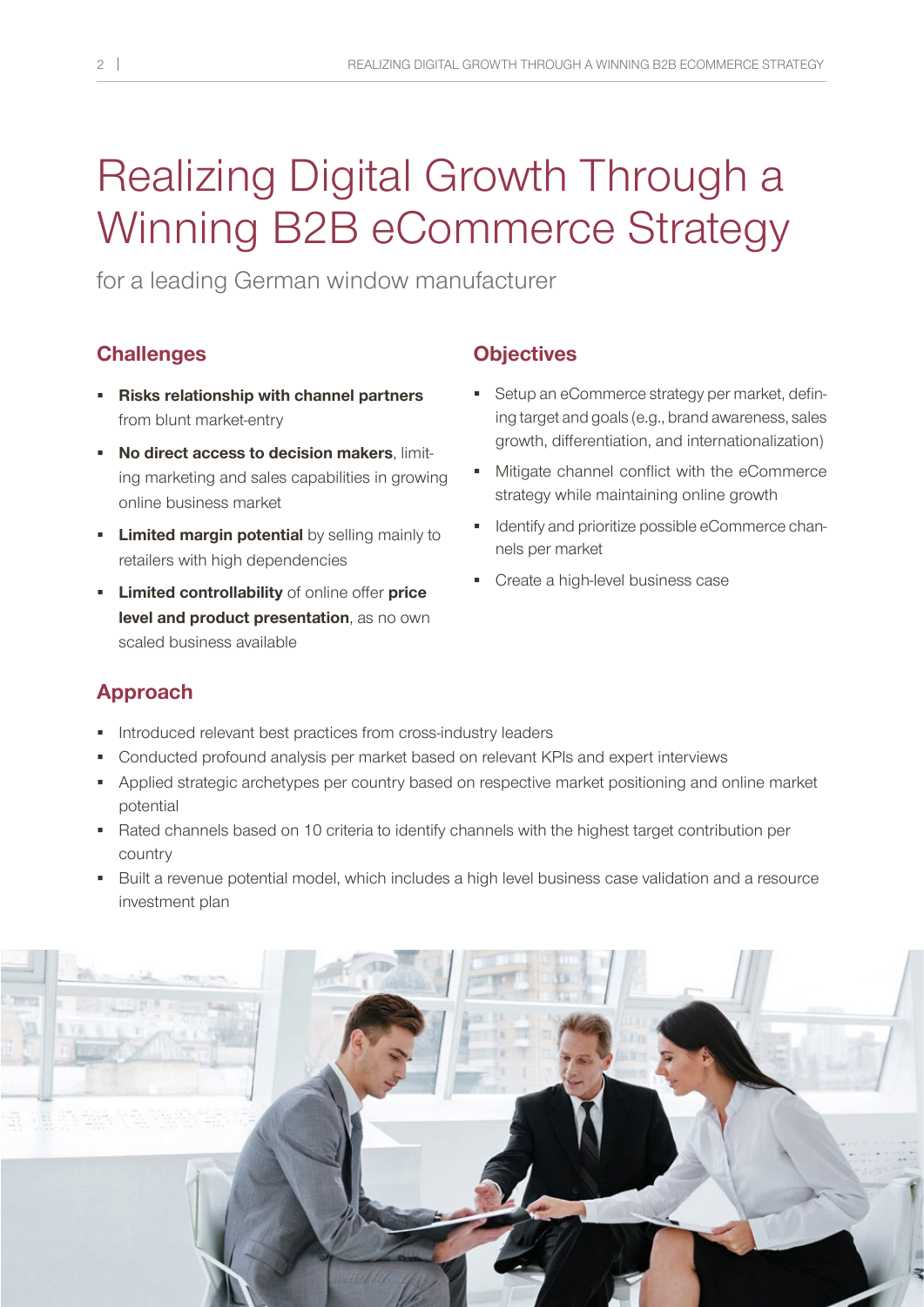# Realizing Digital Growth Through a Winning B2B eCommerce Strategy

for a leading German window manufacturer

## Challenges

- **Risks relationship with channel partners** from blunt market-entry
- **No direct access to decision makers**, limiting marketing and sales capabilities in growing online business market
- **Limited margin potential** by selling mainly to retailers with high dependencies
- **Limited controllability** of online offer **price level and product presentation**, as no own scaled business available

## Objectives

- Setup an eCommerce strategy per market, defining target and goals (e.g., brand awareness, sales growth, differentiation, and internationalization)
- Mitigate channel conflict with the eCommerce strategy while maintaining online growth
- Identify and prioritize possible eCommerce channels per market
- Create a high-level business case

## Approach

- Introduced relevant best practices from cross-industry leaders
- Conducted profound analysis per market based on relevant KPIs and expert interviews
- Applied strategic archetypes per country based on respective market positioning and online market potential
- Rated channels based on 10 criteria to identify channels with the highest target contribution per country
- Built a revenue potential model, which includes a high level business case validation and a resource investment plan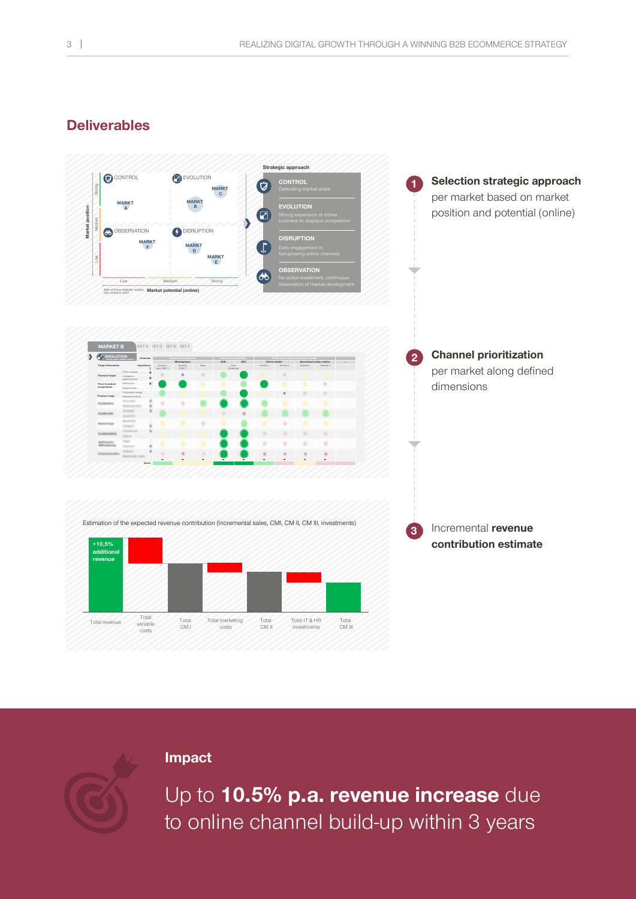## Deliverables

**Strategic approach**

- **CONTROL** – Defending market share
- **EVOLUTION** – Strong expansion of online business to displace competition
- **DISRUPTION** – Early engagement in fast-growing online channels
- **OBSERVATION** – No active investment, continuous observation of market development

**1** **Selection strategic approach** per market based on market position and potential (online)

**2** **Channel prioritization** per market along defined dimensions

Estimation of the expected revenue contribution (Incremental sales, CMI, CM II, CM III, investments)

+10,5% additional revenue

Total revenue | Total variable costs | Total CM I | Total marketing costs | Total CM II | Total IT & HR investments | Total CM III

**3** Incremental **revenue contribution estimate**

### Impact

Up to **10.5% p.a. revenue increase** due to online channel build-up within 3 years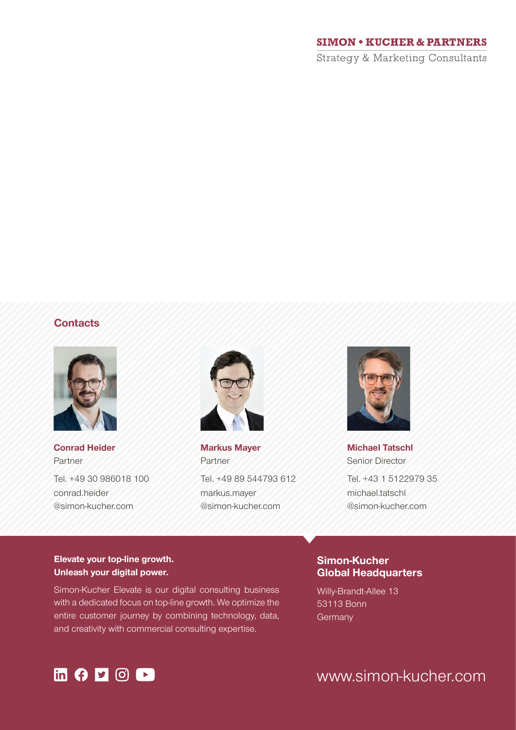SIMON ◆ KUCHER & PARTNERS
Strategy & Marketing Consultants

## Contacts

**Conrad Heider**
Partner

Tel. +49 30 986018 100
conrad.heider
@simon-kucher.com

**Markus Mayer**
Partner

Tel. +49 89 544793 612
markus.mayer
@simon-kucher.com

**Michael Tatschl**
Senior Director

Tel. +43 1 5122979 35
michael.tatschl
@simon-kucher.com

**Elevate your top-line growth.**
**Unleash your digital power.**

Simon-Kucher Elevate is our digital consulting business with a dedicated focus on top-line growth. We optimize the entire customer journey by combining technology, data, and creativity with commercial consulting expertise.

### Simon-Kucher Global Headquarters

Willy-Brandt-Allee 13
53113 Bonn
Germany

www.simon-kucher.com